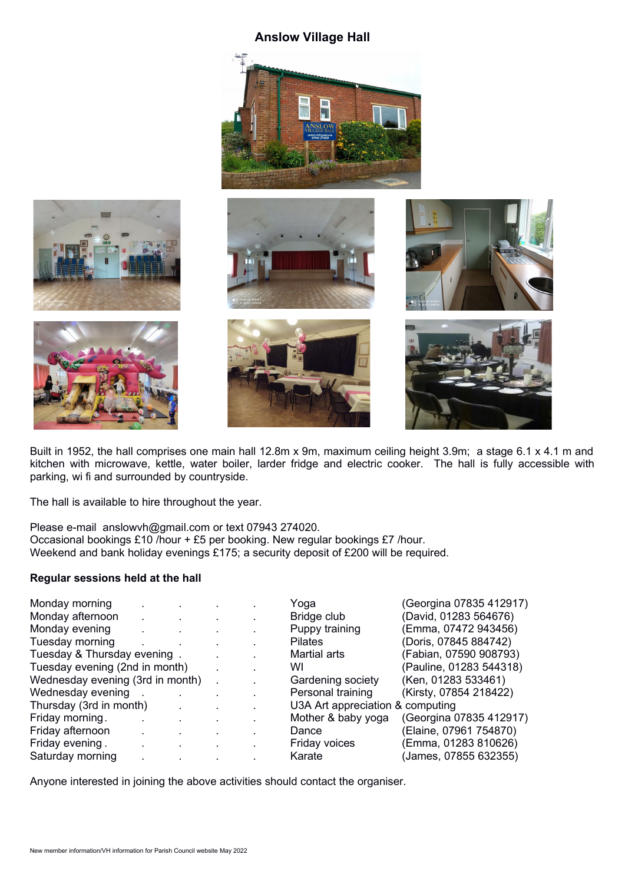# Anslow Village Hall

Built in 1952, the hall comprises one main hall 12.8m x 9m, maximum ceiling height 3.9m; a stage 6.1 x 4.1 m and kitchen with microwave, kettle, water boiler, larder fridge and electric cooker. The hall is fully accessible with parking, wi fi and surrounded by countryside.

The hall is available to hire throughout the year.

Please e-mail anslowvh@gmail.com or text 07943 274020.
Occasional bookings £10 /hour + £5 per booking. New regular bookings £7 /hour.
Weekend and bank holiday evenings £175; a security deposit of £200 will be required.

**Regular sessions held at the hall**

| Session | Activity | Contact |
|---|---|---|
| Monday morning | Yoga | (Georgina 07835 412917) |
| Monday afternoon | Bridge club | (David, 01283 564676) |
| Monday evening | Puppy training | (Emma, 07472 943456) |
| Tuesday morning | Pilates | (Doris, 07845 884742) |
| Tuesday & Thursday evening | Martial arts | (Fabian, 07590 908793) |
| Tuesday evening (2nd in month) | WI | (Pauline, 01283 544318) |
| Wednesday evening (3rd in month) | Gardening society | (Ken, 01283 533461) |
| Wednesday evening | Personal training | (Kirsty, 07854 218422) |
| Thursday (3rd in month) | U3A Art appreciation & computing | |
| Friday morning | Mother & baby yoga | (Georgina 07835 412917) |
| Friday afternoon | Dance | (Elaine, 07961 754870) |
| Friday evening | Friday voices | (Emma, 01283 810626) |
| Saturday morning | Karate | (James, 07855 632355) |

Anyone interested in joining the above activities should contact the organiser.

New member information/VH information for Parish Council website May 2022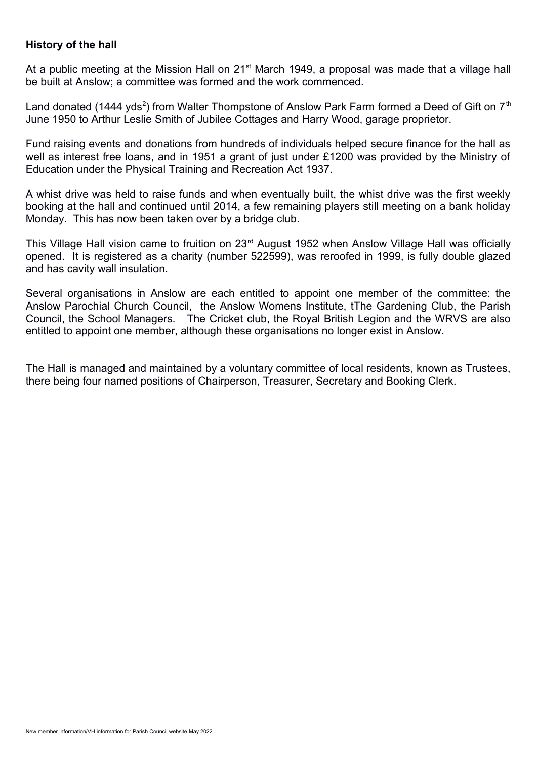**History of the hall**

At a public meeting at the Mission Hall on 21st March 1949, a proposal was made that a village hall be built at Anslow; a committee was formed and the work commenced.

Land donated (1444 yds$^2$) from Walter Thompstone of Anslow Park Farm formed a Deed of Gift on 7th June 1950 to Arthur Leslie Smith of Jubilee Cottages and Harry Wood, garage proprietor.

Fund raising events and donations from hundreds of individuals helped secure finance for the hall as well as interest free loans, and in 1951 a grant of just under £1200 was provided by the Ministry of Education under the Physical Training and Recreation Act 1937.

A whist drive was held to raise funds and when eventually built, the whist drive was the first weekly booking at the hall and continued until 2014, a few remaining players still meeting on a bank holiday Monday. This has now been taken over by a bridge club.

This Village Hall vision came to fruition on 23rd August 1952 when Anslow Village Hall was officially opened. It is registered as a charity (number 522599), was reroofed in 1999, is fully double glazed and has cavity wall insulation.

Several organisations in Anslow are each entitled to appoint one member of the committee: the Anslow Parochial Church Council, the Anslow Womens Institute, tThe Gardening Club, the Parish Council, the School Managers. The Cricket club, the Royal British Legion and the WRVS are also entitled to appoint one member, although these organisations no longer exist in Anslow.

The Hall is managed and maintained by a voluntary committee of local residents, known as Trustees, there being four named positions of Chairperson, Treasurer, Secretary and Booking Clerk.